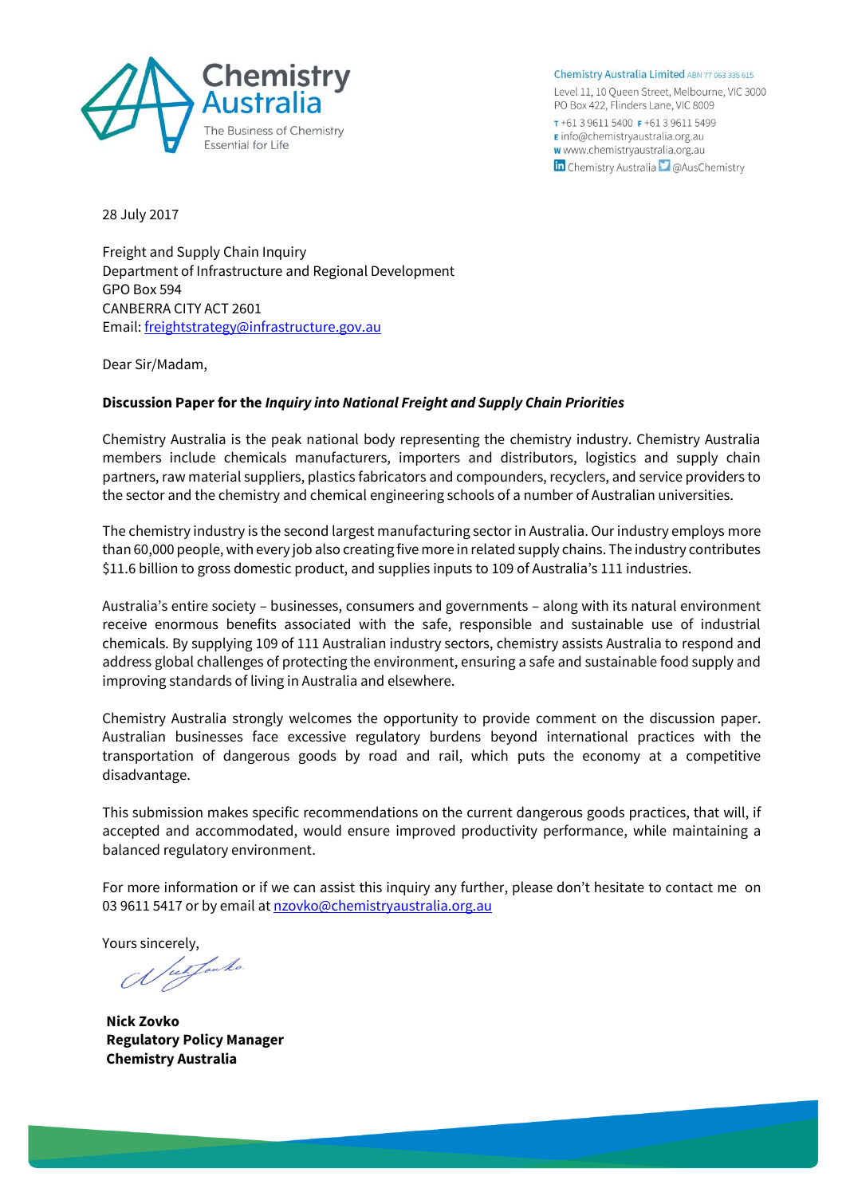Chemistry Australia

The Business of Chemistry Essential for Life

Chemistry Australia Limited ABN 77 063 335 615
Level 11, 10 Queen Street, Melbourne, VIC 3000
PO Box 422, Flinders Lane, VIC 8009
T +61 3 9611 5400 F +61 3 9611 5499
E info@chemistryaustralia.org.au
W www.chemistryaustralia.org.au
Chemistry Australia @AusChemistry

28 July 2017

Freight and Supply Chain Inquiry
Department of Infrastructure and Regional Development
GPO Box 594
CANBERRA CITY ACT 2601
Email: freightstrategy@infrastructure.gov.au

Dear Sir/Madam,

**Discussion Paper for the *Inquiry into National Freight and Supply Chain Priorities***

Chemistry Australia is the peak national body representing the chemistry industry. Chemistry Australia members include chemicals manufacturers, importers and distributors, logistics and supply chain partners, raw material suppliers, plastics fabricators and compounders, recyclers, and service providers to the sector and the chemistry and chemical engineering schools of a number of Australian universities.

The chemistry industry is the second largest manufacturing sector in Australia. Our industry employs more than 60,000 people, with every job also creating five more in related supply chains. The industry contributes $11.6 billion to gross domestic product, and supplies inputs to 109 of Australia's 111 industries.

Australia's entire society – businesses, consumers and governments – along with its natural environment receive enormous benefits associated with the safe, responsible and sustainable use of industrial chemicals. By supplying 109 of 111 Australian industry sectors, chemistry assists Australia to respond and address global challenges of protecting the environment, ensuring a safe and sustainable food supply and improving standards of living in Australia and elsewhere.

Chemistry Australia strongly welcomes the opportunity to provide comment on the discussion paper. Australian businesses face excessive regulatory burdens beyond international practices with the transportation of dangerous goods by road and rail, which puts the economy at a competitive disadvantage.

This submission makes specific recommendations on the current dangerous goods practices, that will, if accepted and accommodated, would ensure improved productivity performance, while maintaining a balanced regulatory environment.

For more information or if we can assist this inquiry any further, please don't hesitate to contact me on 03 9611 5417 or by email at nzovko@chemistryaustralia.org.au

Yours sincerely,

**Nick Zovko**
**Regulatory Policy Manager**
**Chemistry Australia**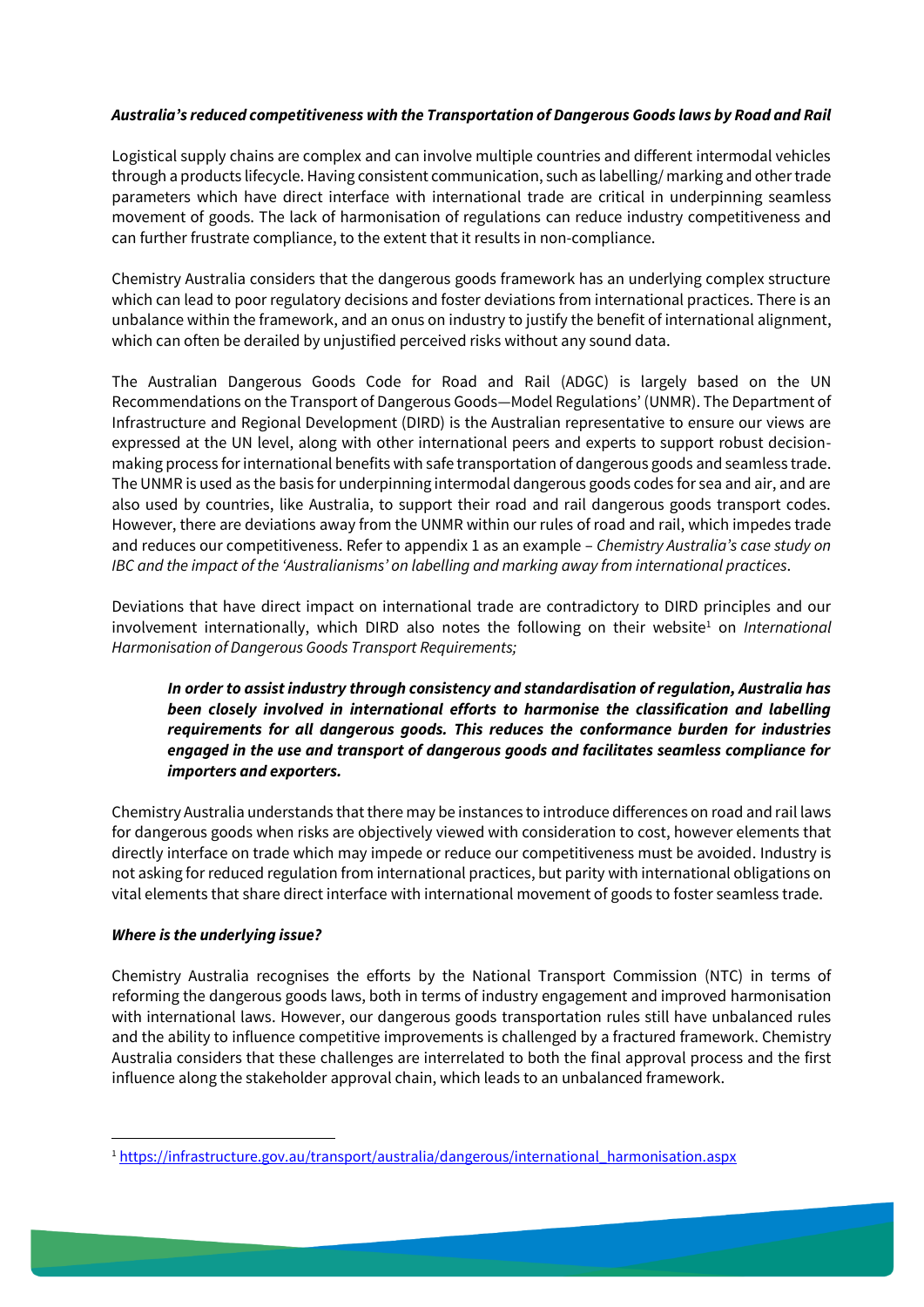*__Australia's reduced competitiveness with the Transportation of Dangerous Goods laws by Road and Rail__*

Logistical supply chains are complex and can involve multiple countries and different intermodal vehicles through a products lifecycle. Having consistent communication, such as labelling/ marking and other trade parameters which have direct interface with international trade are critical in underpinning seamless movement of goods. The lack of harmonisation of regulations can reduce industry competitiveness and can further frustrate compliance, to the extent that it results in non-compliance.

Chemistry Australia considers that the dangerous goods framework has an underlying complex structure which can lead to poor regulatory decisions and foster deviations from international practices. There is an unbalance within the framework, and an onus on industry to justify the benefit of international alignment, which can often be derailed by unjustified perceived risks without any sound data.

The Australian Dangerous Goods Code for Road and Rail (ADGC) is largely based on the UN Recommendations on the Transport of Dangerous Goods—Model Regulations' (UNMR). The Department of Infrastructure and Regional Development (DIRD) is the Australian representative to ensure our views are expressed at the UN level, along with other international peers and experts to support robust decision-making process for international benefits with safe transportation of dangerous goods and seamless trade. The UNMR is used as the basis for underpinning intermodal dangerous goods codes for sea and air, and are also used by countries, like Australia, to support their road and rail dangerous goods transport codes. However, there are deviations away from the UNMR within our rules of road and rail, which impedes trade and reduces our competitiveness. Refer to appendix 1 as an example – *Chemistry Australia's case study on IBC and the impact of the 'Australianisms' on labelling and marking away from international practices*.

Deviations that have direct impact on international trade are contradictory to DIRD principles and our involvement internationally, which DIRD also notes the following on their website[1] on *International Harmonisation of Dangerous Goods Transport Requirements;*

> ***In order to assist industry through consistency and standardisation of regulation, Australia has been closely involved in international efforts to harmonise the classification and labelling requirements for all dangerous goods. This reduces the conformance burden for industries engaged in the use and transport of dangerous goods and facilitates seamless compliance for importers and exporters.***

Chemistry Australia understands that there may be instances to introduce differences on road and rail laws for dangerous goods when risks are objectively viewed with consideration to cost, however elements that directly interface on trade which may impede or reduce our competitiveness must be avoided. Industry is not asking for reduced regulation from international practices, but parity with international obligations on vital elements that share direct interface with international movement of goods to foster seamless trade.

*__Where is the underlying issue?__*

Chemistry Australia recognises the efforts by the National Transport Commission (NTC) in terms of reforming the dangerous goods laws, both in terms of industry engagement and improved harmonisation with international laws. However, our dangerous goods transportation rules still have unbalanced rules and the ability to influence competitive improvements is challenged by a fractured framework. Chemistry Australia considers that these challenges are interrelated to both the final approval process and the first influence along the stakeholder approval chain, which leads to an unbalanced framework.

---

[1] https://infrastructure.gov.au/transport/australia/dangerous/international_harmonisation.aspx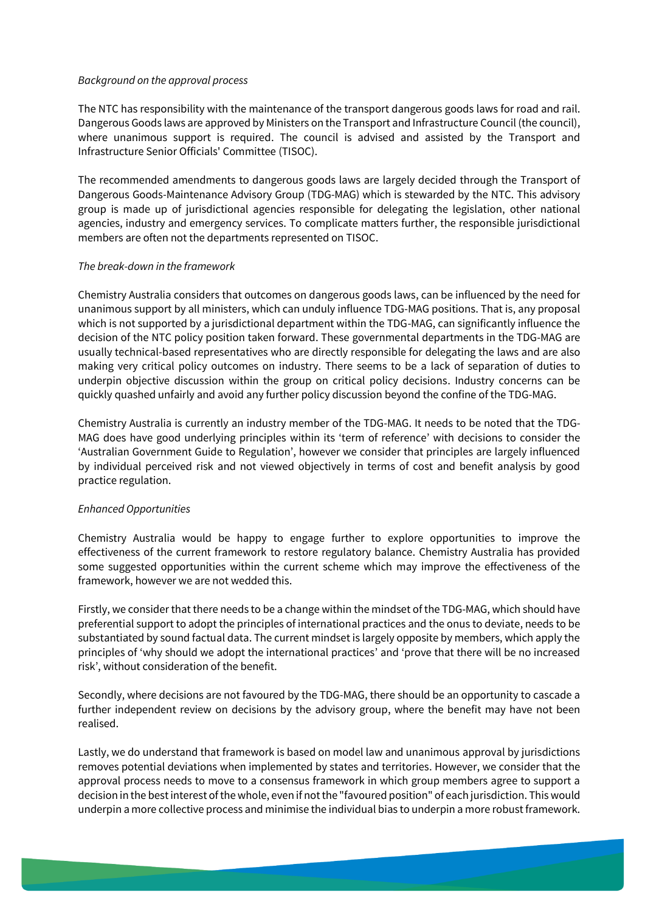*Background on the approval process*

The NTC has responsibility with the maintenance of the transport dangerous goods laws for road and rail. Dangerous Goods laws are approved by Ministers on the Transport and Infrastructure Council (the council), where unanimous support is required. The council is advised and assisted by the Transport and Infrastructure Senior Officials' Committee (TISOC).

The recommended amendments to dangerous goods laws are largely decided through the Transport of Dangerous Goods-Maintenance Advisory Group (TDG-MAG) which is stewarded by the NTC. This advisory group is made up of jurisdictional agencies responsible for delegating the legislation, other national agencies, industry and emergency services. To complicate matters further, the responsible jurisdictional members are often not the departments represented on TISOC.

*The break-down in the framework*

Chemistry Australia considers that outcomes on dangerous goods laws, can be influenced by the need for unanimous support by all ministers, which can unduly influence TDG-MAG positions. That is, any proposal which is not supported by a jurisdictional department within the TDG-MAG, can significantly influence the decision of the NTC policy position taken forward. These governmental departments in the TDG-MAG are usually technical-based representatives who are directly responsible for delegating the laws and are also making very critical policy outcomes on industry. There seems to be a lack of separation of duties to underpin objective discussion within the group on critical policy decisions. Industry concerns can be quickly quashed unfairly and avoid any further policy discussion beyond the confine of the TDG-MAG.

Chemistry Australia is currently an industry member of the TDG-MAG. It needs to be noted that the TDG-MAG does have good underlying principles within its 'term of reference' with decisions to consider the 'Australian Government Guide to Regulation', however we consider that principles are largely influenced by individual perceived risk and not viewed objectively in terms of cost and benefit analysis by good practice regulation.

*Enhanced Opportunities*

Chemistry Australia would be happy to engage further to explore opportunities to improve the effectiveness of the current framework to restore regulatory balance. Chemistry Australia has provided some suggested opportunities within the current scheme which may improve the effectiveness of the framework, however we are not wedded this.

Firstly, we consider that there needs to be a change within the mindset of the TDG-MAG, which should have preferential support to adopt the principles of international practices and the onus to deviate, needs to be substantiated by sound factual data. The current mindset is largely opposite by members, which apply the principles of 'why should we adopt the international practices' and 'prove that there will be no increased risk', without consideration of the benefit.

Secondly, where decisions are not favoured by the TDG-MAG, there should be an opportunity to cascade a further independent review on decisions by the advisory group, where the benefit may have not been realised.

Lastly, we do understand that framework is based on model law and unanimous approval by jurisdictions removes potential deviations when implemented by states and territories. However, we consider that the approval process needs to move to a consensus framework in which group members agree to support a decision in the best interest of the whole, even if not the "favoured position" of each jurisdiction. This would underpin a more collective process and minimise the individual bias to underpin a more robust framework.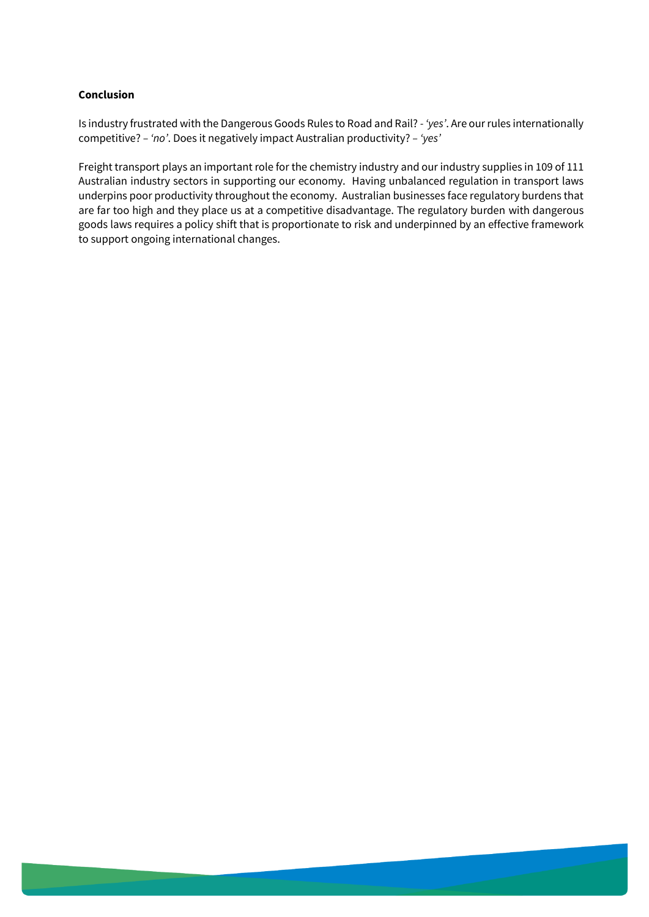**Conclusion**

Is industry frustrated with the Dangerous Goods Rules to Road and Rail? - *'yes'*. Are our rules internationally competitive? – *'no'*. Does it negatively impact Australian productivity? – *'yes'*

Freight transport plays an important role for the chemistry industry and our industry supplies in 109 of 111 Australian industry sectors in supporting our economy. Having unbalanced regulation in transport laws underpins poor productivity throughout the economy. Australian businesses face regulatory burdens that are far too high and they place us at a competitive disadvantage. The regulatory burden with dangerous goods laws requires a policy shift that is proportionate to risk and underpinned by an effective framework to support ongoing international changes.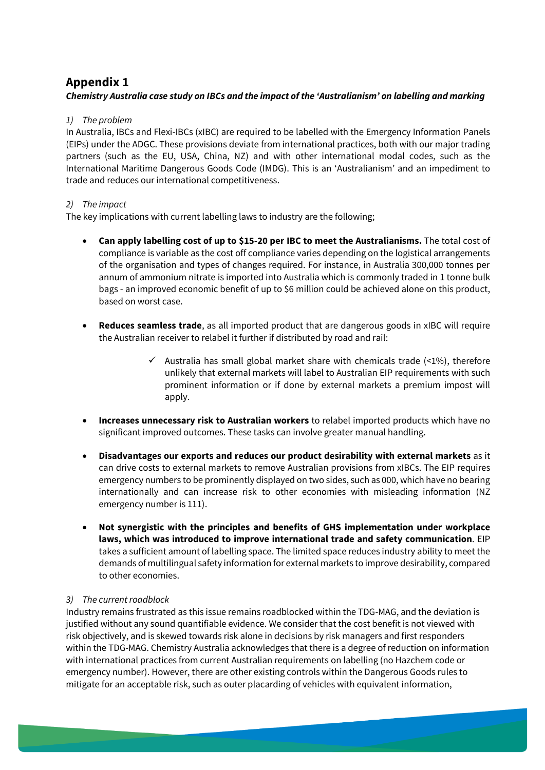## Appendix 1

***Chemistry Australia case study on IBCs and the impact of the 'Australianism' on labelling and marking***

*1) The problem*

In Australia, IBCs and Flexi-IBCs (xIBC) are required to be labelled with the Emergency Information Panels (EIPs) under the ADGC. These provisions deviate from international practices, both with our major trading partners (such as the EU, USA, China, NZ) and with other international modal codes, such as the International Maritime Dangerous Goods Code (IMDG). This is an 'Australianism' and an impediment to trade and reduces our international competitiveness.

*2) The impact*

The key implications with current labelling laws to industry are the following;

- **Can apply labelling cost of up to $15-20 per IBC to meet the Australianisms.** The total cost of compliance is variable as the cost off compliance varies depending on the logistical arrangements of the organisation and types of changes required. For instance, in Australia 300,000 tonnes per annum of ammonium nitrate is imported into Australia which is commonly traded in 1 tonne bulk bags - an improved economic benefit of up to $6 million could be achieved alone on this product, based on worst case.

- **Reduces seamless trade**, as all imported product that are dangerous goods in xIBC will require the Australian receiver to relabel it further if distributed by road and rail:

  - ✓ Australia has small global market share with chemicals trade (<1%), therefore unlikely that external markets will label to Australian EIP requirements with such prominent information or if done by external markets a premium impost will apply.

- **Increases unnecessary risk to Australian workers** to relabel imported products which have no significant improved outcomes. These tasks can involve greater manual handling.

- **Disadvantages our exports and reduces our product desirability with external markets** as it can drive costs to external markets to remove Australian provisions from xIBCs. The EIP requires emergency numbers to be prominently displayed on two sides, such as 000, which have no bearing internationally and can increase risk to other economies with misleading information (NZ emergency number is 111).

- **Not synergistic with the principles and benefits of GHS implementation under workplace laws, which was introduced to improve international trade and safety communication**. EIP takes a sufficient amount of labelling space. The limited space reduces industry ability to meet the demands of multilingual safety information for external markets to improve desirability, compared to other economies.

*3) The current roadblock*

Industry remains frustrated as this issue remains roadblocked within the TDG-MAG, and the deviation is justified without any sound quantifiable evidence. We consider that the cost benefit is not viewed with risk objectively, and is skewed towards risk alone in decisions by risk managers and first responders within the TDG-MAG. Chemistry Australia acknowledges that there is a degree of reduction on information with international practices from current Australian requirements on labelling (no Hazchem code or emergency number). However, there are other existing controls within the Dangerous Goods rules to mitigate for an acceptable risk, such as outer placarding of vehicles with equivalent information,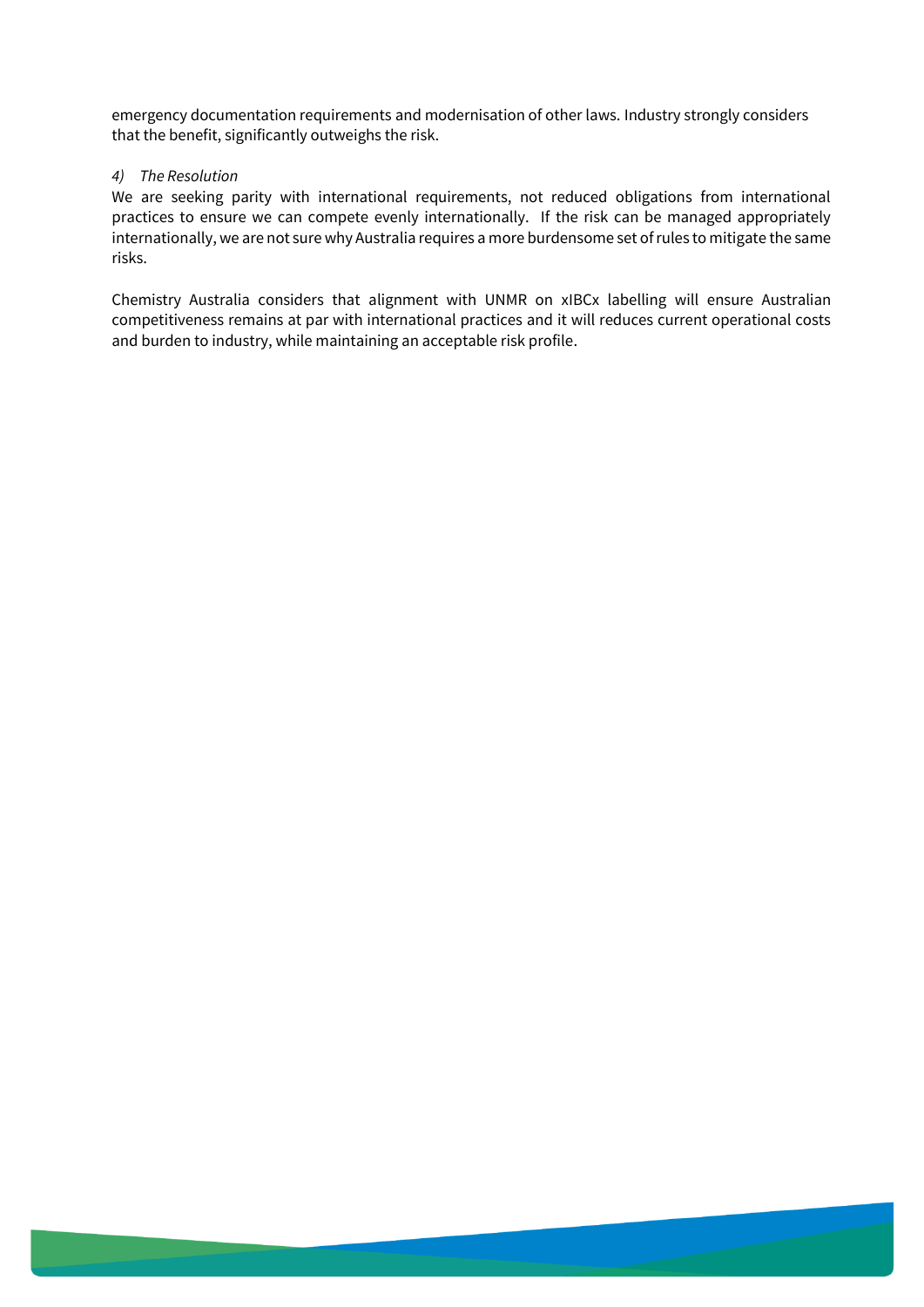emergency documentation requirements and modernisation of other laws. Industry strongly considers that the benefit, significantly outweighs the risk.

*4) The Resolution*

We are seeking parity with international requirements, not reduced obligations from international practices to ensure we can compete evenly internationally. If the risk can be managed appropriately internationally, we are not sure why Australia requires a more burdensome set of rules to mitigate the same risks.

Chemistry Australia considers that alignment with UNMR on xIBCx labelling will ensure Australian competitiveness remains at par with international practices and it will reduces current operational costs and burden to industry, while maintaining an acceptable risk profile.